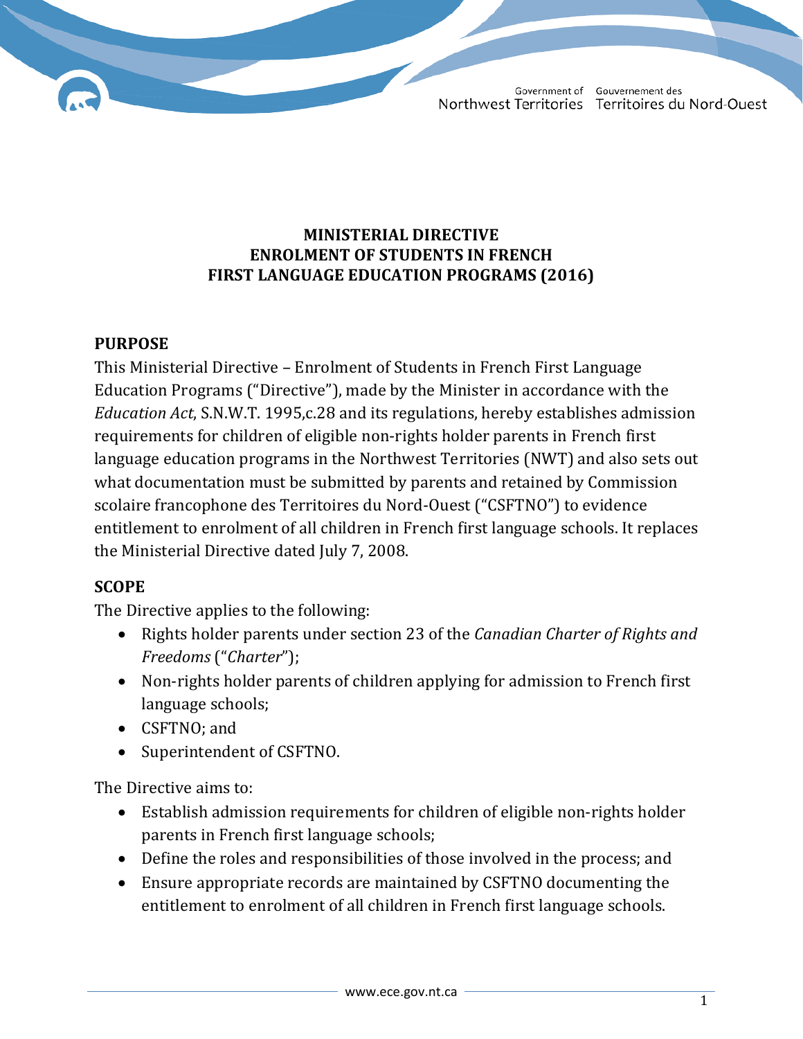# MINISTERIAL DIRECTIVE ENROLMENT OF STUDENTS IN FRENCH FIRST LANGUAGE EDUCATION PROGRAMS (2016)

## PURPOSE

This Ministerial Directive – Enrolment of Students in French First Language Education Programs ("Directive"), made by the Minister in accordance with the *Education Act*, S.N.W.T. 1995,c.28 and its regulations, hereby establishes admission requirements for children of eligible non-rights holder parents in French first language education programs in the Northwest Territories (NWT) and also sets out what documentation must be submitted by parents and retained by Commission scolaire francophone des Territoires du Nord-Ouest ("CSFTNO") to evidence entitlement to enrolment of all children in French first language schools. It replaces the Ministerial Directive dated July 7, 2008.

## SCOPE

The Directive applies to the following:

- Rights holder parents under section 23 of the *Canadian Charter of Rights and Freedoms* ("*Charter*");
- Non-rights holder parents of children applying for admission to French first language schools;
- CSFTNO; and
- Superintendent of CSFTNO.

The Directive aims to:

- Establish admission requirements for children of eligible non-rights holder parents in French first language schools;
- Define the roles and responsibilities of those involved in the process; and
- Ensure appropriate records are maintained by CSFTNO documenting the entitlement to enrolment of all children in French first language schools.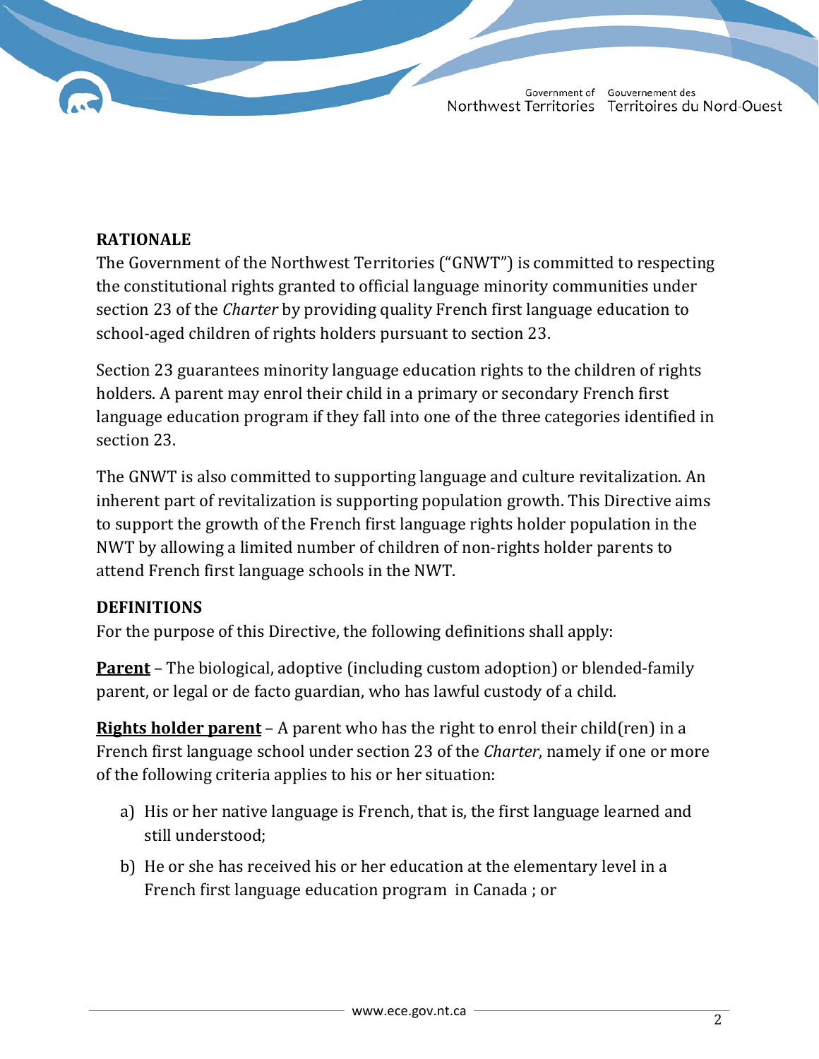## RATIONALE

The Government of the Northwest Territories ("GNWT") is committed to respecting the constitutional rights granted to official language minority communities under section 23 of the *Charter* by providing quality French first language education to school-aged children of rights holders pursuant to section 23.

Section 23 guarantees minority language education rights to the children of rights holders. A parent may enrol their child in a primary or secondary French first language education program if they fall into one of the three categories identified in section 23.

The GNWT is also committed to supporting language and culture revitalization. An inherent part of revitalization is supporting population growth. This Directive aims to support the growth of the French first language rights holder population in the NWT by allowing a limited number of children of non-rights holder parents to attend French first language schools in the NWT.

## DEFINITIONS

For the purpose of this Directive, the following definitions shall apply:

**Parent** – The biological, adoptive (including custom adoption) or blended-family parent, or legal or de facto guardian, who has lawful custody of a child.

**Rights holder parent** – A parent who has the right to enrol their child(ren) in a French first language school under section 23 of the *Charter*, namely if one or more of the following criteria applies to his or her situation:

a) His or her native language is French, that is, the first language learned and still understood;

b) He or she has received his or her education at the elementary level in a French first language education program in Canada ; or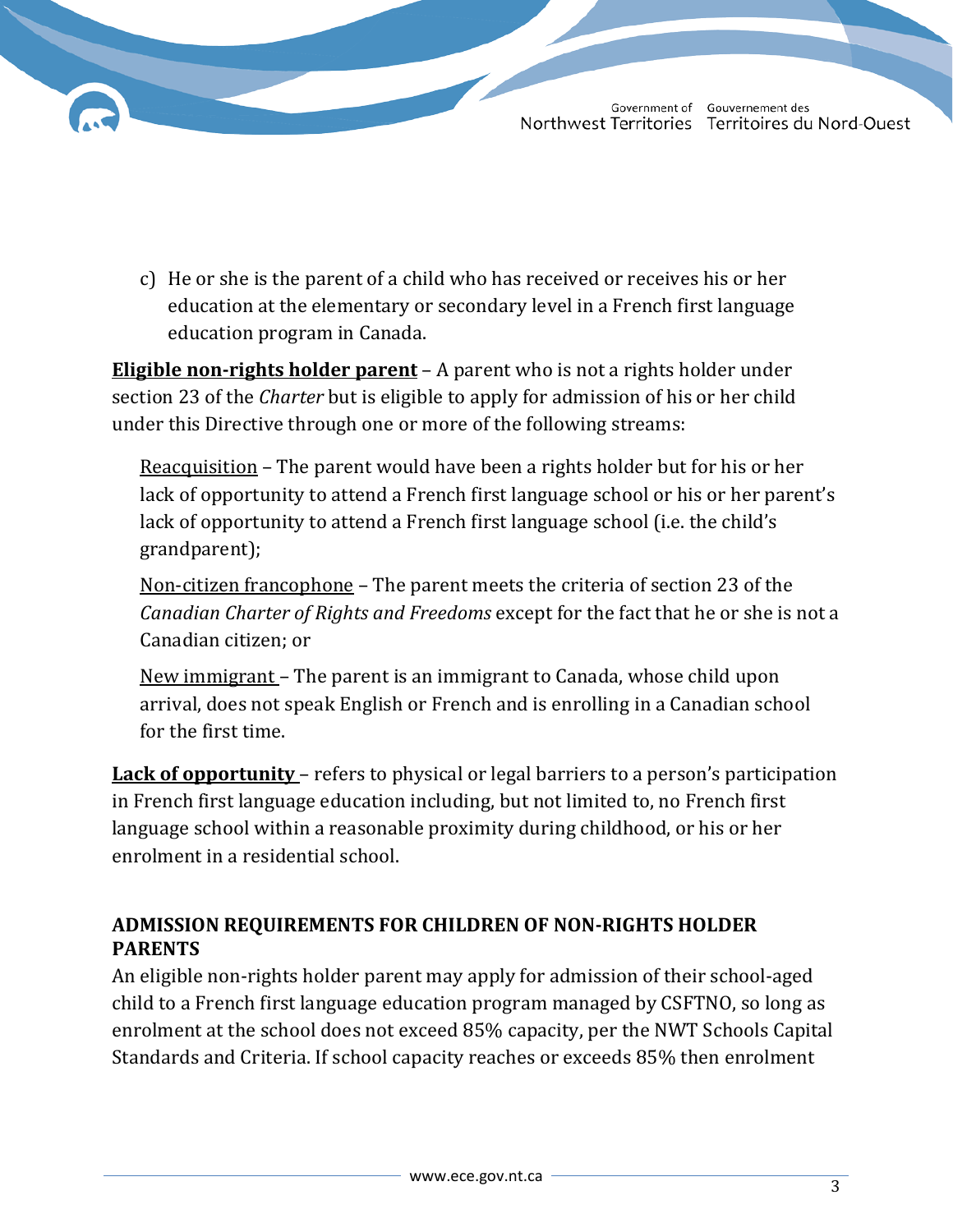c) He or she is the parent of a child who has received or receives his or her education at the elementary or secondary level in a French first language education program in Canada.

**Eligible non-rights holder parent** – A parent who is not a rights holder under section 23 of the *Charter* but is eligible to apply for admission of his or her child under this Directive through one or more of the following streams:

Reacquisition – The parent would have been a rights holder but for his or her lack of opportunity to attend a French first language school or his or her parent's lack of opportunity to attend a French first language school (i.e. the child's grandparent);

Non-citizen francophone – The parent meets the criteria of section 23 of the *Canadian Charter of Rights and Freedoms* except for the fact that he or she is not a Canadian citizen; or

New immigrant – The parent is an immigrant to Canada, whose child upon arrival, does not speak English or French and is enrolling in a Canadian school for the first time.

**Lack of opportunity** – refers to physical or legal barriers to a person's participation in French first language education including, but not limited to, no French first language school within a reasonable proximity during childhood, or his or her enrolment in a residential school.

## ADMISSION REQUIREMENTS FOR CHILDREN OF NON-RIGHTS HOLDER PARENTS

An eligible non-rights holder parent may apply for admission of their school-aged child to a French first language education program managed by CSFTNO, so long as enrolment at the school does not exceed 85% capacity, per the NWT Schools Capital Standards and Criteria. If school capacity reaches or exceeds 85% then enrolment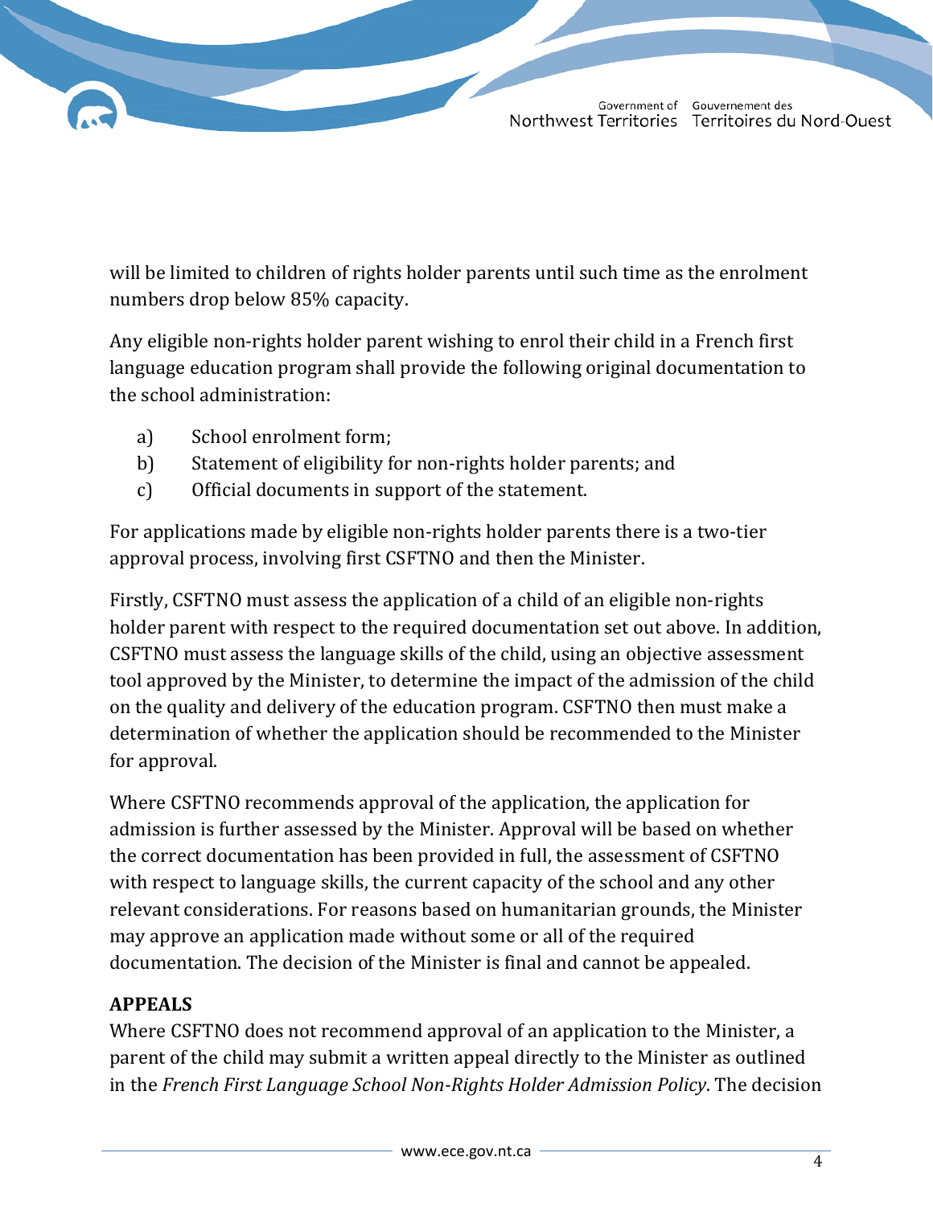will be limited to children of rights holder parents until such time as the enrolment numbers drop below 85% capacity.

Any eligible non-rights holder parent wishing to enrol their child in a French first language education program shall provide the following original documentation to the school administration:

a) School enrolment form;
b) Statement of eligibility for non-rights holder parents; and
c) Official documents in support of the statement.

For applications made by eligible non-rights holder parents there is a two-tier approval process, involving first CSFTNO and then the Minister.

Firstly, CSFTNO must assess the application of a child of an eligible non-rights holder parent with respect to the required documentation set out above. In addition, CSFTNO must assess the language skills of the child, using an objective assessment tool approved by the Minister, to determine the impact of the admission of the child on the quality and delivery of the education program. CSFTNO then must make a determination of whether the application should be recommended to the Minister for approval.

Where CSFTNO recommends approval of the application, the application for admission is further assessed by the Minister. Approval will be based on whether the correct documentation has been provided in full, the assessment of CSFTNO with respect to language skills, the current capacity of the school and any other relevant considerations. For reasons based on humanitarian grounds, the Minister may approve an application made without some or all of the required documentation. The decision of the Minister is final and cannot be appealed.

**APPEALS**

Where CSFTNO does not recommend approval of an application to the Minister, a parent of the child may submit a written appeal directly to the Minister as outlined in the *French First Language School Non-Rights Holder Admission Policy*. The decision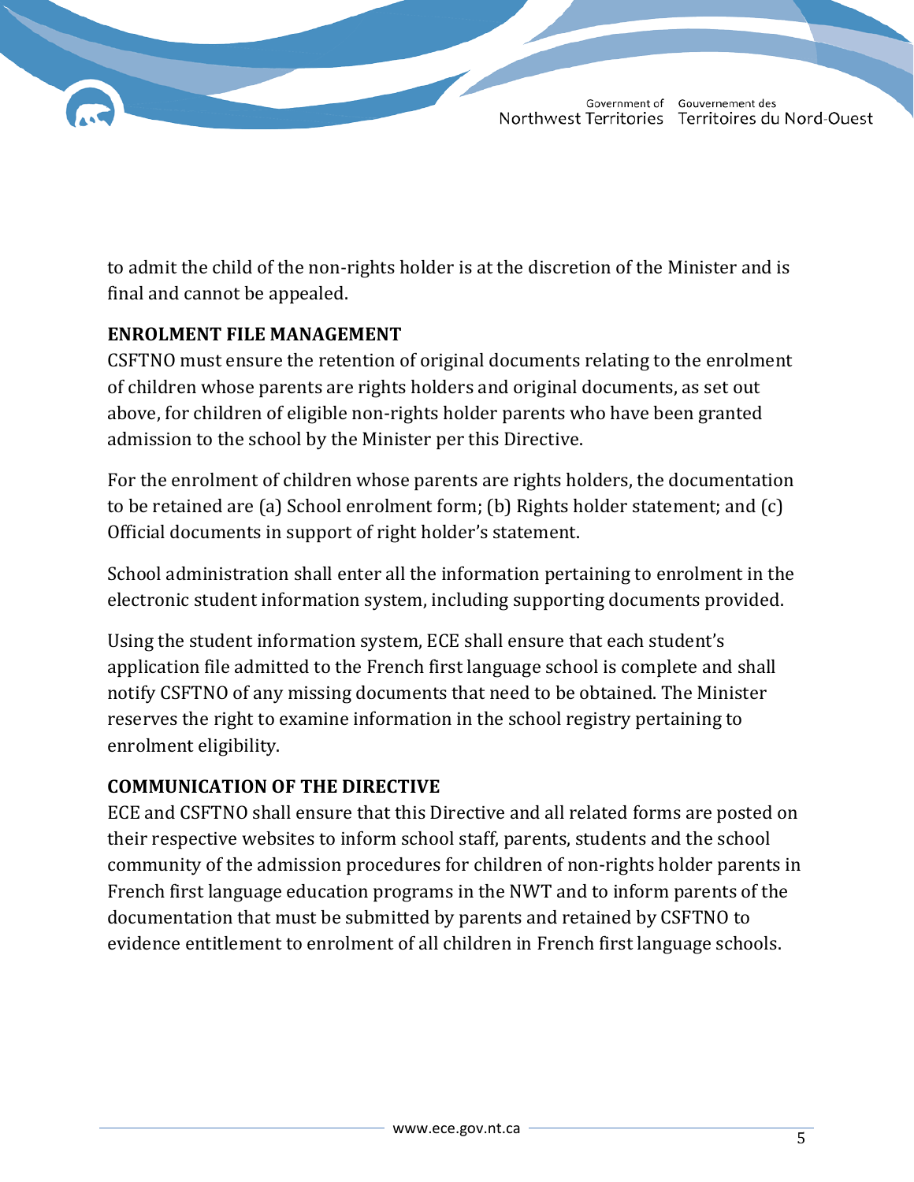to admit the child of the non-rights holder is at the discretion of the Minister and is final and cannot be appealed.

## ENROLMENT FILE MANAGEMENT

CSFTNO must ensure the retention of original documents relating to the enrolment of children whose parents are rights holders and original documents, as set out above, for children of eligible non-rights holder parents who have been granted admission to the school by the Minister per this Directive.

For the enrolment of children whose parents are rights holders, the documentation to be retained are (a) School enrolment form; (b) Rights holder statement; and (c) Official documents in support of right holder's statement.

School administration shall enter all the information pertaining to enrolment in the electronic student information system, including supporting documents provided.

Using the student information system, ECE shall ensure that each student's application file admitted to the French first language school is complete and shall notify CSFTNO of any missing documents that need to be obtained. The Minister reserves the right to examine information in the school registry pertaining to enrolment eligibility.

## COMMUNICATION OF THE DIRECTIVE

ECE and CSFTNO shall ensure that this Directive and all related forms are posted on their respective websites to inform school staff, parents, students and the school community of the admission procedures for children of non-rights holder parents in French first language education programs in the NWT and to inform parents of the documentation that must be submitted by parents and retained by CSFTNO to evidence entitlement to enrolment of all children in French first language schools.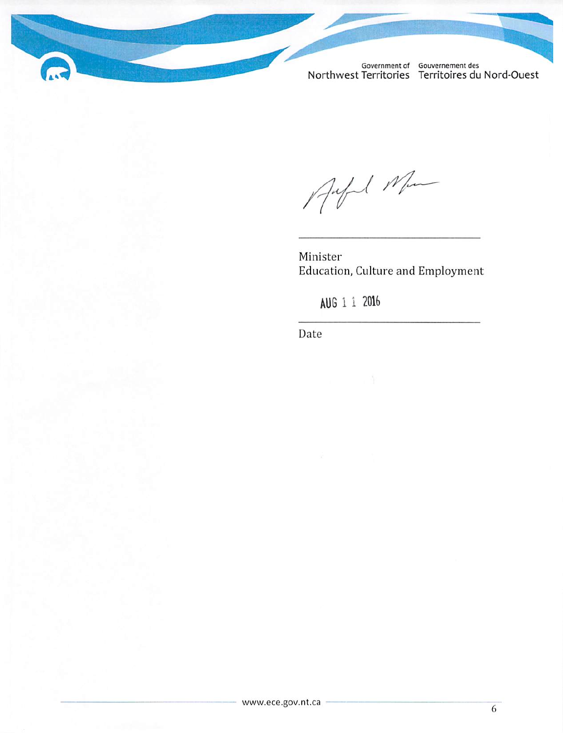Government of Northwest Territories Gouvernement des Territoires du Nord-Ouest

Minister
Education, Culture and Employment

AUG 11 2016

Date

www.ece.gov.nt.ca